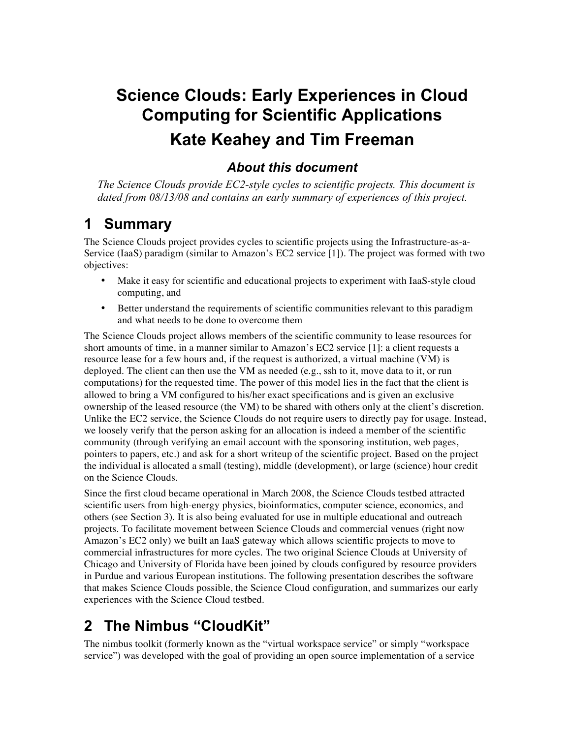# Science Clouds: Early Experiences in Cloud Computing for Scientific Applications

# Kate Keahey and Tim Freeman

### *About this document*

*The Science Clouds provide EC2-style cycles to scientific projects. This document is dated from 08/13/08 and contains an early summary of experiences of this project.*

## 1 Summary

The Science Clouds project provides cycles to scientific projects using the Infrastructure-as-a-Service (IaaS) paradigm (similar to Amazon's EC2 service [1]). The project was formed with two objectives:

- Make it easy for scientific and educational projects to experiment with IaaS-style cloud computing, and
- Better understand the requirements of scientific communities relevant to this paradigm and what needs to be done to overcome them

The Science Clouds project allows members of the scientific community to lease resources for short amounts of time, in a manner similar to Amazon's EC2 service [1]: a client requests a resource lease for a few hours and, if the request is authorized, a virtual machine (VM) is deployed. The client can then use the VM as needed (e.g., ssh to it, move data to it, or run computations) for the requested time. The power of this model lies in the fact that the client is allowed to bring a VM configured to his/her exact specifications and is given an exclusive ownership of the leased resource (the VM) to be shared with others only at the client's discretion. Unlike the EC2 service, the Science Clouds do not require users to directly pay for usage. Instead, we loosely verify that the person asking for an allocation is indeed a member of the scientific community (through verifying an email account with the sponsoring institution, web pages, pointers to papers, etc.) and ask for a short writeup of the scientific project. Based on the project the individual is allocated a small (testing), middle (development), or large (science) hour credit on the Science Clouds.

Since the first cloud became operational in March 2008, the Science Clouds testbed attracted scientific users from high-energy physics, bioinformatics, computer science, economics, and others (see Section 3). It is also being evaluated for use in multiple educational and outreach projects. To facilitate movement between Science Clouds and commercial venues (right now Amazon's EC2 only) we built an IaaS gateway which allows scientific projects to move to commercial infrastructures for more cycles. The two original Science Clouds at University of Chicago and University of Florida have been joined by clouds configured by resource providers in Purdue and various European institutions. The following presentation describes the software that makes Science Clouds possible, the Science Cloud configuration, and summarizes our early experiences with the Science Cloud testbed.

## 2 The Nimbus "CloudKit"

The nimbus toolkit (formerly known as the "virtual workspace service" or simply "workspace service") was developed with the goal of providing an open source implementation of a service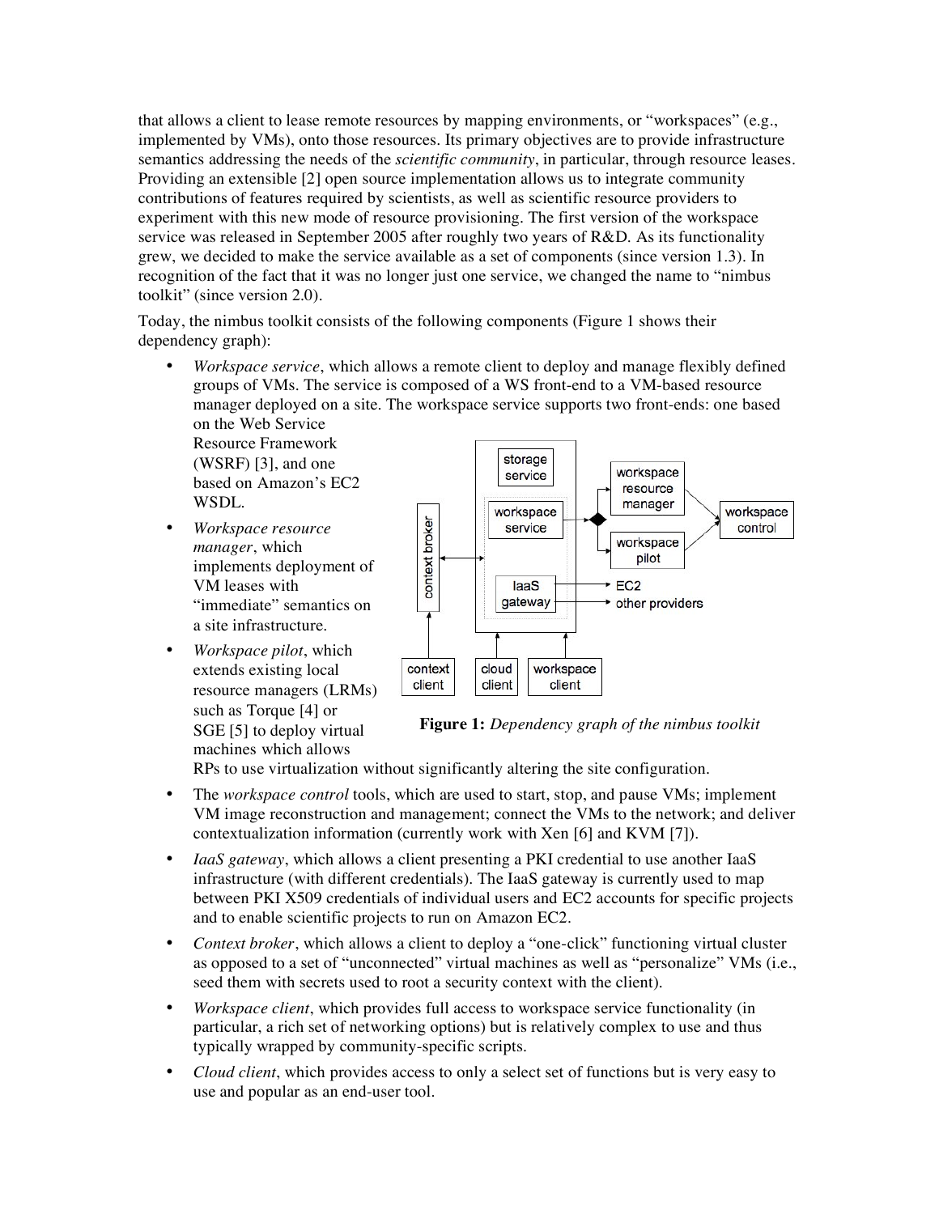that allows a client to lease remote resources by mapping environments, or "workspaces" (e.g., implemented by VMs), onto those resources. Its primary objectives are to provide infrastructure semantics addressing the needs of the *scientific community*, in particular, through resource leases. Providing an extensible [2] open source implementation allows us to integrate community contributions of features required by scientists, as well as scientific resource providers to experiment with this new mode of resource provisioning. The first version of the workspace service was released in September 2005 after roughly two years of R&D. As its functionality grew, we decided to make the service available as a set of components (since version 1.3). In recognition of the fact that it was no longer just one service, we changed the name to "nimbus toolkit" (since version 2.0).

Today, the nimbus toolkit consists of the following components (Figure 1 shows their dependency graph):

- *Workspace service*, which allows a remote client to deploy and manage flexibly defined groups of VMs. The service is composed of a WS front-end to a VM-based resource manager deployed on a site. The workspace service supports two front-ends: one based on the Web Service Resource Framework (WSRF) [3], and one based on Amazon's EC2 WSDL.
- *Workspace resource manager*, which implements deployment of VM leases with "immediate" semantics on a site infrastructure.
- *Workspace pilot*, which extends existing local resource managers (LRMs) such as Torque [4] or SGE [5] to deploy virtual machines which allows RPs to use virtualization without significantly altering the site configuration.
- The *workspace control* tools, which are used to start, stop, and pause VMs; implement VM image reconstruction and management; connect the VMs to the network; and deliver contextualization information (currently work with Xen [6] and KVM [7]).
- *IaaS gateway*, which allows a client presenting a PKI credential to use another IaaS infrastructure (with different credentials). The IaaS gateway is currently used to map between PKI X509 credentials of individual users and EC2 accounts for specific projects and to enable scientific projects to run on Amazon EC2.
- *Context broker*, which allows a client to deploy a "one-click" functioning virtual cluster as opposed to a set of "unconnected" virtual machines as well as "personalize" VMs (i.e., seed them with secrets used to root a security context with the client).
- *Workspace client*, which provides full access to workspace service functionality (in particular, a rich set of networking options) but is relatively complex to use and thus typically wrapped by community-specific scripts.
- *Cloud client*, which provides access to only a select set of functions but is very easy to use and popular as an end-user tool.

**Figure 1:** *Dependency graph of the nimbus toolkit*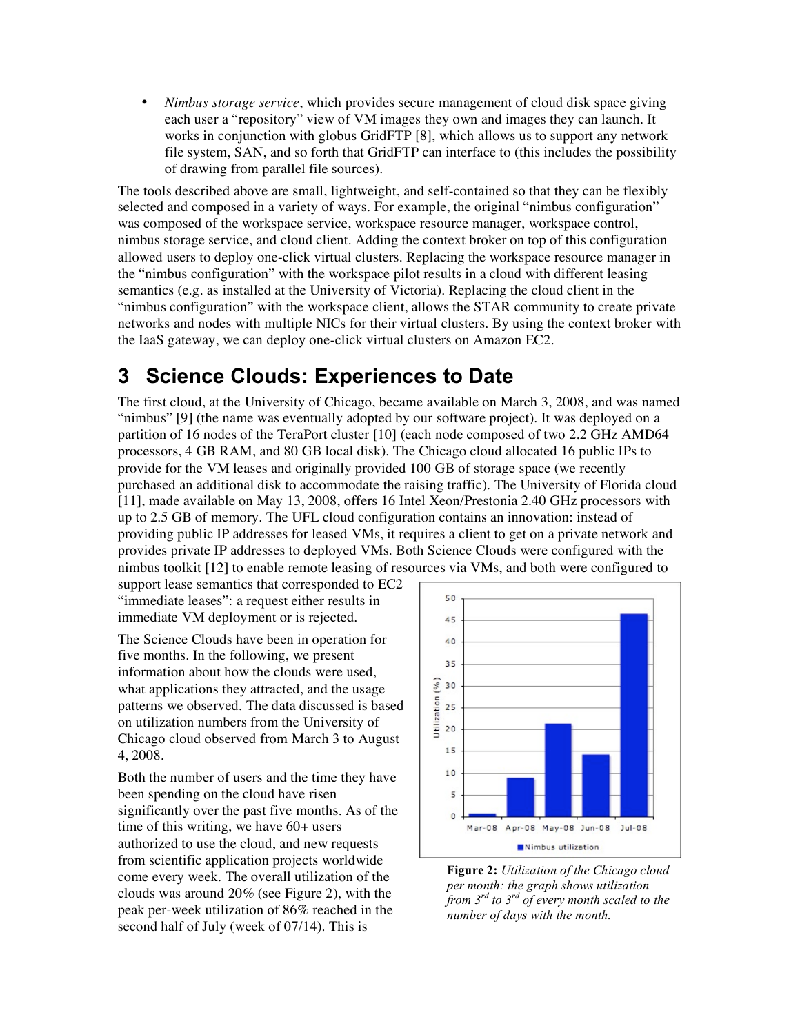- *Nimbus storage service*, which provides secure management of cloud disk space giving each user a "repository" view of VM images they own and images they can launch. It works in conjunction with globus GridFTP [8], which allows us to support any network file system, SAN, and so forth that GridFTP can interface to (this includes the possibility of drawing from parallel file sources).

The tools described above are small, lightweight, and self-contained so that they can be flexibly selected and composed in a variety of ways. For example, the original "nimbus configuration" was composed of the workspace service, workspace resource manager, workspace control, nimbus storage service, and cloud client. Adding the context broker on top of this configuration allowed users to deploy one-click virtual clusters. Replacing the workspace resource manager in the "nimbus configuration" with the workspace pilot results in a cloud with different leasing semantics (e.g. as installed at the University of Victoria). Replacing the cloud client in the "nimbus configuration" with the workspace client, allows the STAR community to create private networks and nodes with multiple NICs for their virtual clusters. By using the context broker with the IaaS gateway, we can deploy one-click virtual clusters on Amazon EC2.

# 3 Science Clouds: Experiences to Date

The first cloud, at the University of Chicago, became available on March 3, 2008, and was named "nimbus" [9] (the name was eventually adopted by our software project). It was deployed on a partition of 16 nodes of the TeraPort cluster [10] (each node composed of two 2.2 GHz AMD64 processors, 4 GB RAM, and 80 GB local disk). The Chicago cloud allocated 16 public IPs to provide for the VM leases and originally provided 100 GB of storage space (we recently purchased an additional disk to accommodate the raising traffic). The University of Florida cloud [11], made available on May 13, 2008, offers 16 Intel Xeon/Prestonia 2.40 GHz processors with up to 2.5 GB of memory. The UFL cloud configuration contains an innovation: instead of providing public IP addresses for leased VMs, it requires a client to get on a private network and provides private IP addresses to deployed VMs. Both Science Clouds were configured with the nimbus toolkit [12] to enable remote leasing of resources via VMs, and both were configured to support lease semantics that corresponded to EC2 "immediate leases": a request either results in immediate VM deployment or is rejected.

The Science Clouds have been in operation for five months. In the following, we present information about how the clouds were used, what applications they attracted, and the usage patterns we observed. The data discussed is based on utilization numbers from the University of Chicago cloud observed from March 3 to August 4, 2008.

Both the number of users and the time they have been spending on the cloud have risen significantly over the past five months. As of the time of this writing, we have 60+ users authorized to use the cloud, and new requests from scientific application projects worldwide come every week. The overall utilization of the clouds was around 20% (see Figure 2), with the peak per-week utilization of 86% reached in the second half of July (week of 07/14). This is

**Figure 2:** *Utilization of the Chicago cloud per month: the graph shows utilization from 3rd to 3rd of every month scaled to the number of days with the month.*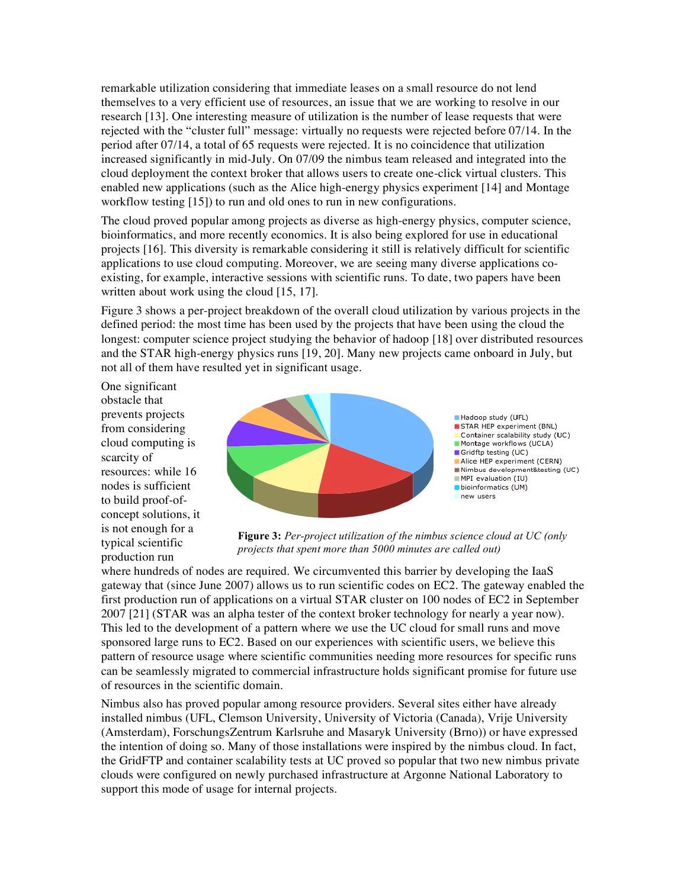remarkable utilization considering that immediate leases on a small resource do not lend themselves to a very efficient use of resources, an issue that we are working to resolve in our research [13]. One interesting measure of utilization is the number of lease requests that were rejected with the "cluster full" message: virtually no requests were rejected before 07/14. In the period after 07/14, a total of 65 requests were rejected. It is no coincidence that utilization increased significantly in mid-July. On 07/09 the nimbus team released and integrated into the cloud deployment the context broker that allows users to create one-click virtual clusters. This enabled new applications (such as the Alice high-energy physics experiment [14] and Montage workflow testing [15]) to run and old ones to run in new configurations.

The cloud proved popular among projects as diverse as high-energy physics, computer science, bioinformatics, and more recently economics. It is also being explored for use in educational projects [16]. This diversity is remarkable considering it still is relatively difficult for scientific applications to use cloud computing. Moreover, we are seeing many diverse applications co-existing, for example, interactive sessions with scientific runs. To date, two papers have been written about work using the cloud [15, 17].

Figure 3 shows a per-project breakdown of the overall cloud utilization by various projects in the defined period: the most time has been used by the projects that have been using the cloud the longest: computer science project studying the behavior of hadoop [18] over distributed resources and the STAR high-energy physics runs [19, 20]. Many new projects came onboard in July, but not all of them have resulted yet in significant usage.

One significant obstacle that prevents projects from considering cloud computing is scarcity of resources: while 16 nodes is sufficient to build proof-of-concept solutions, it is not enough for a typical scientific production run where hundreds of nodes are required. We circumvented this barrier by developing the IaaS gateway that (since June 2007) allows us to run scientific codes on EC2. The gateway enabled the first production run of applications on a virtual STAR cluster on 100 nodes of EC2 in September 2007 [21] (STAR was an alpha tester of the context broker technology for nearly a year now). This led to the development of a pattern where we use the UC cloud for small runs and move sponsored large runs to EC2. Based on our experiences with scientific users, we believe this pattern of resource usage where scientific communities needing more resources for specific runs can be seamlessly migrated to commercial infrastructure holds significant promise for future use of resources in the scientific domain.

**Figure 3:** *Per-project utilization of the nimbus science cloud at UC (only projects that spent more than 5000 minutes are called out)*

Nimbus also has proved popular among resource providers. Several sites either have already installed nimbus (UFL, Clemson University, University of Victoria (Canada), Vrije University (Amsterdam), ForschungsZentrum Karlsruhe and Masaryk University (Brno)) or have expressed the intention of doing so. Many of those installations were inspired by the nimbus cloud. In fact, the GridFTP and container scalability tests at UC proved so popular that two new nimbus private clouds were configured on newly purchased infrastructure at Argonne National Laboratory to support this mode of usage for internal projects.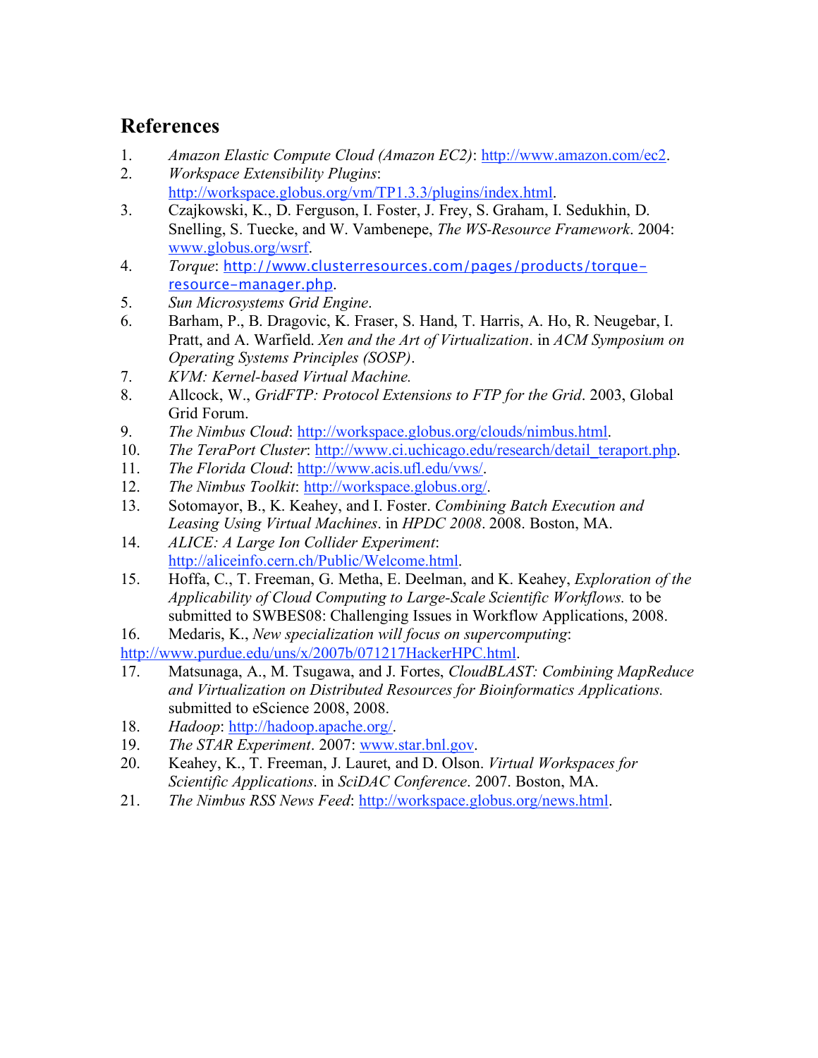## References

1. *Amazon Elastic Compute Cloud (Amazon EC2)*: http://www.amazon.com/ec2.
2. *Workspace Extensibility Plugins*: http://workspace.globus.org/vm/TP1.3.3/plugins/index.html.
3. Czajkowski, K., D. Ferguson, I. Foster, J. Frey, S. Graham, I. Sedukhin, D. Snelling, S. Tuecke, and W. Vambenepe, *The WS-Resource Framework*. 2004: www.globus.org/wsrf.
4. *Torque*: http://www.clusterresources.com/pages/products/torque-resource-manager.php.
5. *Sun Microsystems Grid Engine*.
6. Barham, P., B. Dragovic, K. Fraser, S. Hand, T. Harris, A. Ho, R. Neugebar, I. Pratt, and A. Warfield. *Xen and the Art of Virtualization*. in *ACM Symposium on Operating Systems Principles (SOSP)*.
7. *KVM: Kernel-based Virtual Machine.*
8. Allcock, W., *GridFTP: Protocol Extensions to FTP for the Grid*. 2003, Global Grid Forum.
9. *The Nimbus Cloud*: http://workspace.globus.org/clouds/nimbus.html.
10. *The TeraPort Cluster*: http://www.ci.uchicago.edu/research/detail_teraport.php.
11. *The Florida Cloud*: http://www.acis.ufl.edu/vws/.
12. *The Nimbus Toolkit*: http://workspace.globus.org/.
13. Sotomayor, B., K. Keahey, and I. Foster. *Combining Batch Execution and Leasing Using Virtual Machines*. in *HPDC 2008*. 2008. Boston, MA.
14. *ALICE: A Large Ion Collider Experiment*: http://aliceinfo.cern.ch/Public/Welcome.html.
15. Hoffa, C., T. Freeman, G. Metha, E. Deelman, and K. Keahey, *Exploration of the Applicability of Cloud Computing to Large-Scale Scientific Workflows.* to be submitted to SWBES08: Challenging Issues in Workflow Applications, 2008.
16. Medaris, K., *New specialization will focus on supercomputing*: http://www.purdue.edu/uns/x/2007b/071217HackerHPC.html.
17. Matsunaga, A., M. Tsugawa, and J. Fortes, *CloudBLAST: Combining MapReduce and Virtualization on Distributed Resources for Bioinformatics Applications.* submitted to eScience 2008, 2008.
18. *Hadoop*: http://hadoop.apache.org/.
19. *The STAR Experiment*. 2007: www.star.bnl.gov.
20. Keahey, K., T. Freeman, J. Lauret, and D. Olson. *Virtual Workspaces for Scientific Applications*. in *SciDAC Conference*. 2007. Boston, MA.
21. *The Nimbus RSS News Feed*: http://workspace.globus.org/news.html.